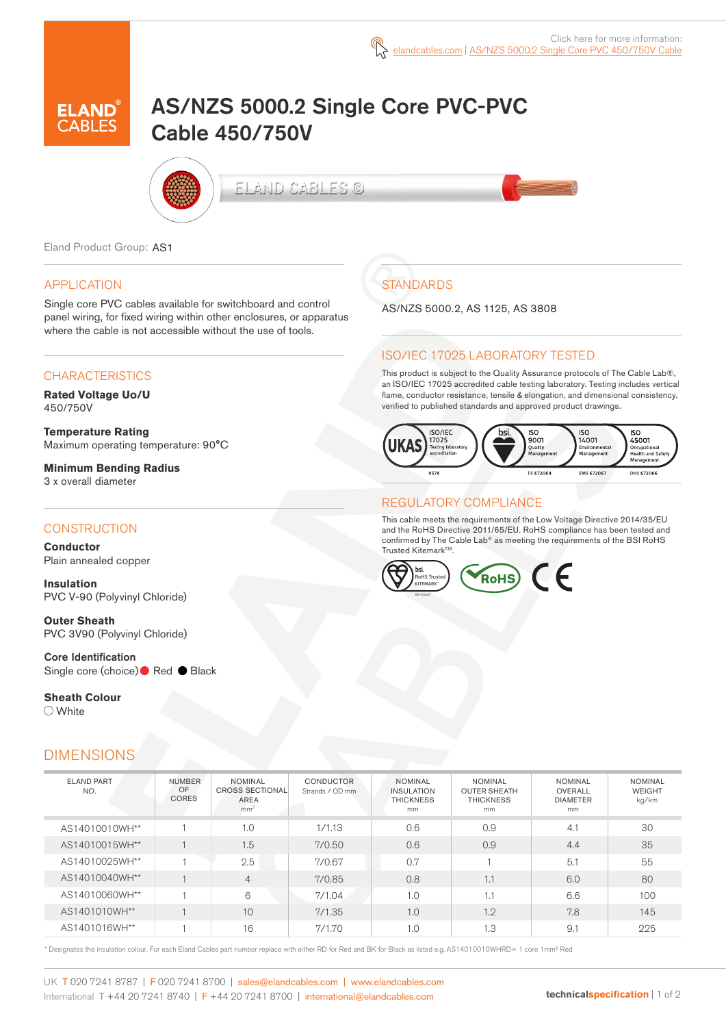Click here for more information: elandcables.com | AS/NZS 5000.2 Single Core PVC 450/750V Cable

# AS/NZS 5000.2 Single Core PVC-PVC Cable 450/750V

Eland Product Group: AS1

## APPLICATION

Single core PVC cables available for switchboard and control panel wiring, for fixed wiring within other enclosures, or apparatus where the cable is not accessible without the use of tools.

## CHARACTERISTICS

**Rated Voltage Uo/U**
450/750V

**Temperature Rating**
Maximum operating temperature: 90°C

**Minimum Bending Radius**
3 x overall diameter

## CONSTRUCTION

**Conductor**
Plain annealed copper

**Insulation**
PVC V-90 (Polyvinyl Chloride)

**Outer Sheath**
PVC 3V90 (Polyvinyl Chloride)

**Core Identification**
Single core (choice) ● Red ● Black

**Sheath Colour**
○ White

## STANDARDS

AS/NZS 5000.2, AS 1125, AS 3808

## ISO/IEC 17025 LABORATORY TESTED

This product is subject to the Quality Assurance protocols of The Cable Lab®, an ISO/IEC 17025 accredited cable testing laboratory. Testing includes vertical flame, conductor resistance, tensile & elongation, and dimensional consistency, verified to published standards and approved product drawings.

UKAS ISO/IEC 17025 Testing laboratory accreditation 8578 | bsi. ISO 9001 Quality Management FS 672069 | ISO 14001 Environmental Management EMS 672067 | ISO 45001 Occupational Health and Safety Management OHS 672066

## REGULATORY COMPLIANCE

This cable meets the requirements of the Low Voltage Directive 2014/35/EU and the RoHS Directive 2011/65/EU. RoHS compliance has been tested and confirmed by The Cable Lab® as meeting the requirements of the BSI RoHS Trusted Kitemark™.

bsi. RoHS Trusted KITEMARK™ | RoHS | CE

## DIMENSIONS

| ELAND PART NO. | NUMBER OF CORES | NOMINAL CROSS SECTIONAL AREA mm² | CONDUCTOR Strands / OD mm | NOMINAL INSULATION THICKNESS mm | NOMINAL OUTER SHEATH THICKNESS mm | NOMINAL OVERALL DIAMETER mm | NOMINAL WEIGHT kg/km |
|---|---|---|---|---|---|---|---|
| AS14010010WH** | 1 | 1.0 | 1/1.13 | 0.6 | 0.9 | 4.1 | 30 |
| AS14010015WH** | 1 | 1.5 | 7/0.50 | 0.6 | 0.9 | 4.4 | 35 |
| AS14010025WH** | 1 | 2.5 | 7/0.67 | 0.7 | 1 | 5.1 | 55 |
| AS14010040WH** | 1 | 4 | 7/0.85 | 0.8 | 1.1 | 6.0 | 80 |
| AS14010060WH** | 1 | 6 | 7/1.04 | 1.0 | 1.1 | 6.6 | 100 |
| AS1401010WH** | 1 | 10 | 7/1.35 | 1.0 | 1.2 | 7.8 | 145 |
| AS1401016WH** | 1 | 16 | 7/1.70 | 1.0 | 1.3 | 9.1 | 225 |

* Designates the insulation colour. For each Eland Cables part number replace with either RD for Red and BK for Black as listed e.g. AS14010010WHRD= 1 core 1mm² Red

UK T 020 7241 8787 | F 020 7241 8700 | sales@elandcables.com | www.elandcables.com
International T +44 20 7241 8740 | F +44 20 7241 8700 | international@elandcables.com

technicalspecification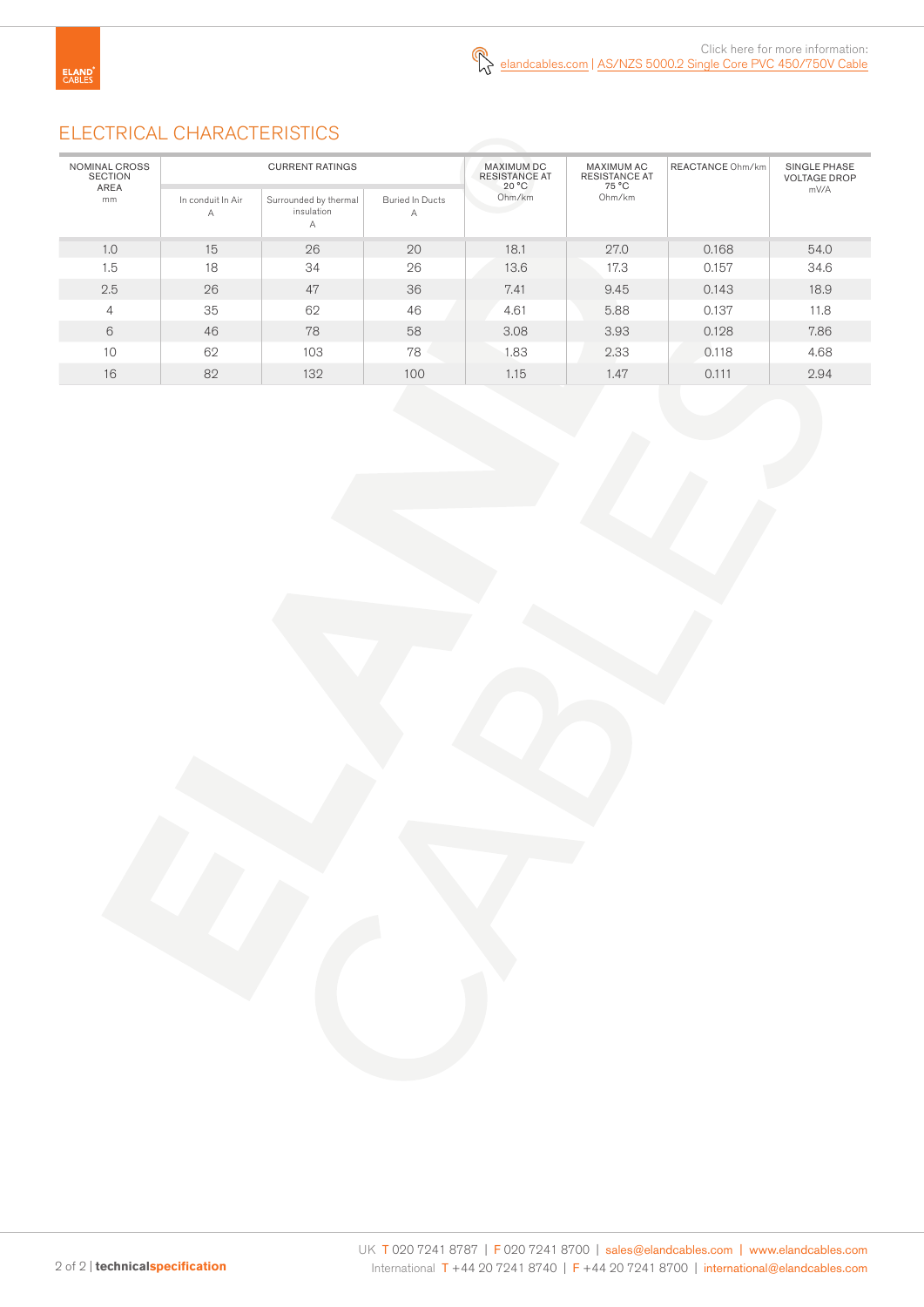Click here for more information: elandcables.com | AS/NZS 5000.2 Single Core PVC 450/750V Cable

## ELECTRICAL CHARACTERISTICS

| NOMINAL CROSS SECTION AREA mm | CURRENT RATINGS | | | MAXIMUM DC RESISTANCE AT 20 °C Ohm/km | MAXIMUM AC RESISTANCE AT 75 °C Ohm/km | REACTANCE Ohm/km | SINGLE PHASE VOLTAGE DROP mV/A |
|---|---|---|---|---|---|---|---|
| | In conduit In Air A | Surrounded by thermal insulation A | Buried In Ducts A | | | | |
| 1.0 | 15 | 26 | 20 | 18.1 | 27.0 | 0.168 | 54.0 |
| 1.5 | 18 | 34 | 26 | 13.6 | 17.3 | 0.157 | 34.6 |
| 2.5 | 26 | 47 | 36 | 7.41 | 9.45 | 0.143 | 18.9 |
| 4 | 35 | 62 | 46 | 4.61 | 5.88 | 0.137 | 11.8 |
| 6 | 46 | 78 | 58 | 3.08 | 3.93 | 0.128 | 7.86 |
| 10 | 62 | 103 | 78 | 1.83 | 2.33 | 0.118 | 4.68 |
| 16 | 82 | 132 | 100 | 1.15 | 1.47 | 0.111 | 2.94 |

UK T 020 7241 8787 | F 020 7241 8700 | sales@elandcables.com | www.elandcables.com
International T +44 20 7241 8740 | F +44 20 7241 8700 | international@elandcables.com